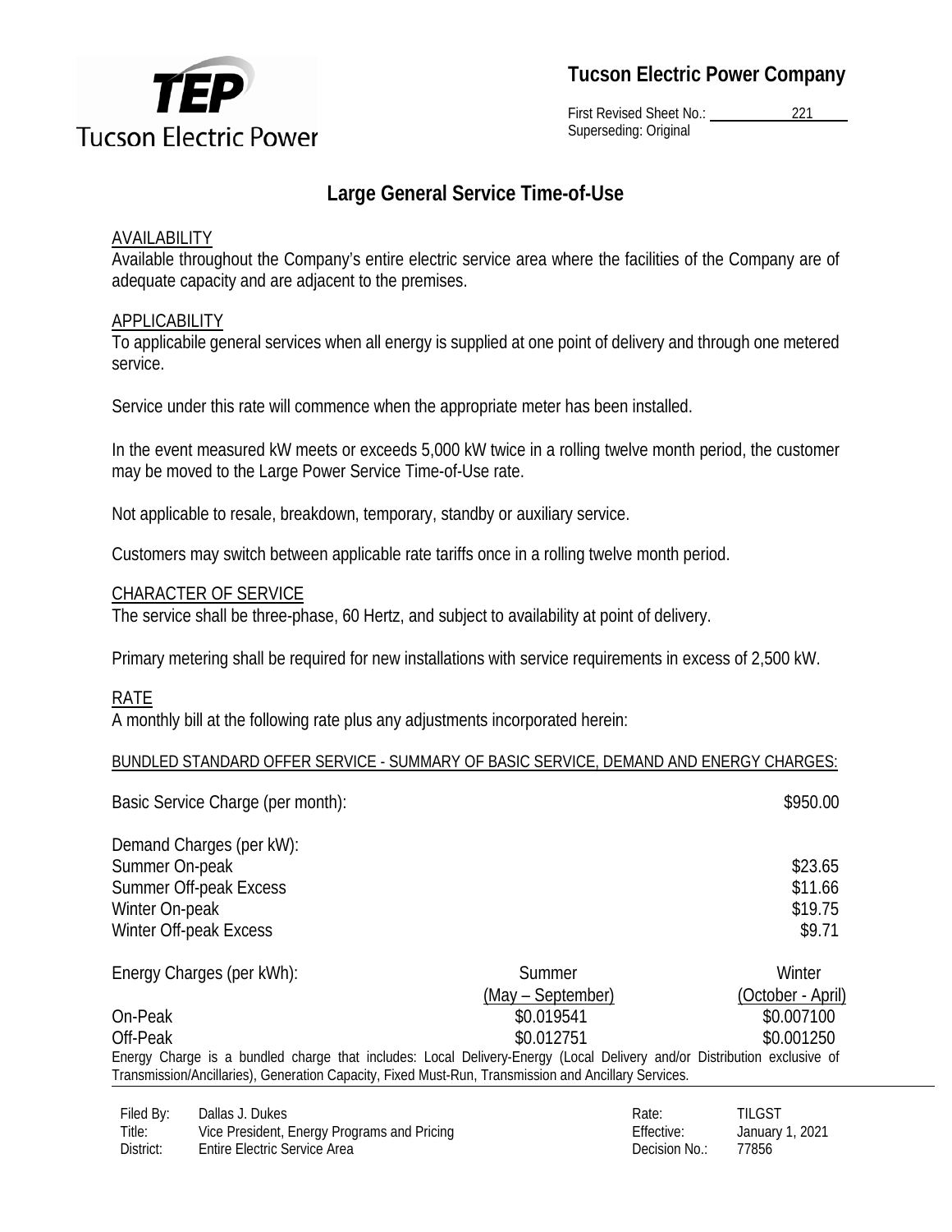**Tucson Electric Power Company**

First Revised Sheet No.: 221
Superseding: Original

# Large General Service Time-of-Use

## AVAILABILITY

Available throughout the Company's entire electric service area where the facilities of the Company are of adequate capacity and are adjacent to the premises.

## APPLICABILITY

To applicabile general services when all energy is supplied at one point of delivery and through one metered service.

Service under this rate will commence when the appropriate meter has been installed.

In the event measured kW meets or exceeds 5,000 kW twice in a rolling twelve month period, the customer may be moved to the Large Power Service Time-of-Use rate.

Not applicable to resale, breakdown, temporary, standby or auxiliary service.

Customers may switch between applicable rate tariffs once in a rolling twelve month period.

## CHARACTER OF SERVICE

The service shall be three-phase, 60 Hertz, and subject to availability at point of delivery.

Primary metering shall be required for new installations with service requirements in excess of 2,500 kW.

## RATE

A monthly bill at the following rate plus any adjustments incorporated herein:

BUNDLED STANDARD OFFER SERVICE - SUMMARY OF BASIC SERVICE, DEMAND AND ENERGY CHARGES:

| | |
|---|---|
| Basic Service Charge (per month): | $950.00 |
| Demand Charges (per kW): | |
| Summer On-peak | $23.65 |
| Summer Off-peak Excess | $11.66 |
| Winter On-peak | $19.75 |
| Winter Off-peak Excess | $9.71 |

| Energy Charges (per kWh): | Summer (May – September) | Winter (October - April) |
|---|---|---|
| On-Peak | $0.019541 | $0.007100 |
| Off-Peak | $0.012751 | $0.001250 |

Energy Charge is a bundled charge that includes: Local Delivery-Energy (Local Delivery and/or Distribution exclusive of Transmission/Ancillaries), Generation Capacity, Fixed Must-Run, Transmission and Ancillary Services.

| | | | |
|---|---|---|---|
| Filed By: | Dallas J. Dukes | Rate: | TILGST |
| Title: | Vice President, Energy Programs and Pricing | Effective: | January 1, 2021 |
| District: | Entire Electric Service Area | Decision No.: | 77856 |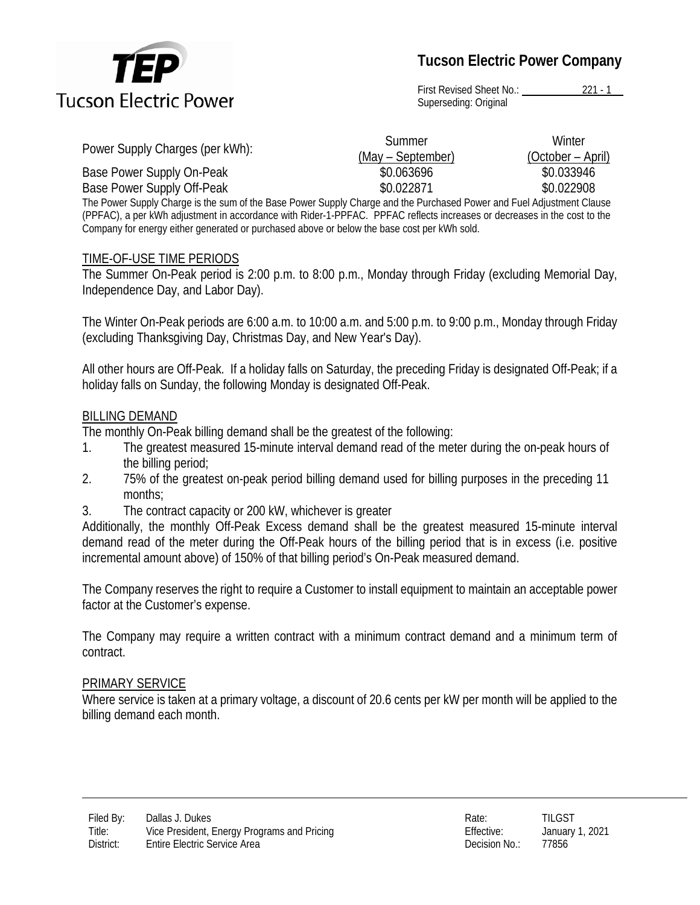| Power Supply Charges (per kWh): | Summer (May – September) | Winter (October – April) |
|---|---|---|
| Base Power Supply On-Peak | $0.063696 | $0.033946 |
| Base Power Supply Off-Peak | $0.022871 | $0.022908 |

The Power Supply Charge is the sum of the Base Power Supply Charge and the Purchased Power and Fuel Adjustment Clause (PPFAC), a per kWh adjustment in accordance with Rider-1-PPFAC. PPFAC reflects increases or decreases in the cost to the Company for energy either generated or purchased above or below the base cost per kWh sold.

## TIME-OF-USE TIME PERIODS

The Summer On-Peak period is 2:00 p.m. to 8:00 p.m., Monday through Friday (excluding Memorial Day, Independence Day, and Labor Day).

The Winter On-Peak periods are 6:00 a.m. to 10:00 a.m. and 5:00 p.m. to 9:00 p.m., Monday through Friday (excluding Thanksgiving Day, Christmas Day, and New Year's Day).

All other hours are Off-Peak. If a holiday falls on Saturday, the preceding Friday is designated Off-Peak; if a holiday falls on Sunday, the following Monday is designated Off-Peak.

## BILLING DEMAND

The monthly On-Peak billing demand shall be the greatest of the following:

1. The greatest measured 15-minute interval demand read of the meter during the on-peak hours of the billing period;
2. 75% of the greatest on-peak period billing demand used for billing purposes in the preceding 11 months;
3. The contract capacity or 200 kW, whichever is greater

Additionally, the monthly Off-Peak Excess demand shall be the greatest measured 15-minute interval demand read of the meter during the Off-Peak hours of the billing period that is in excess (i.e. positive incremental amount above) of 150% of that billing period's On-Peak measured demand.

The Company reserves the right to require a Customer to install equipment to maintain an acceptable power factor at the Customer's expense.

The Company may require a written contract with a minimum contract demand and a minimum term of contract.

## PRIMARY SERVICE

Where service is taken at a primary voltage, a discount of 20.6 cents per kW per month will be applied to the billing demand each month.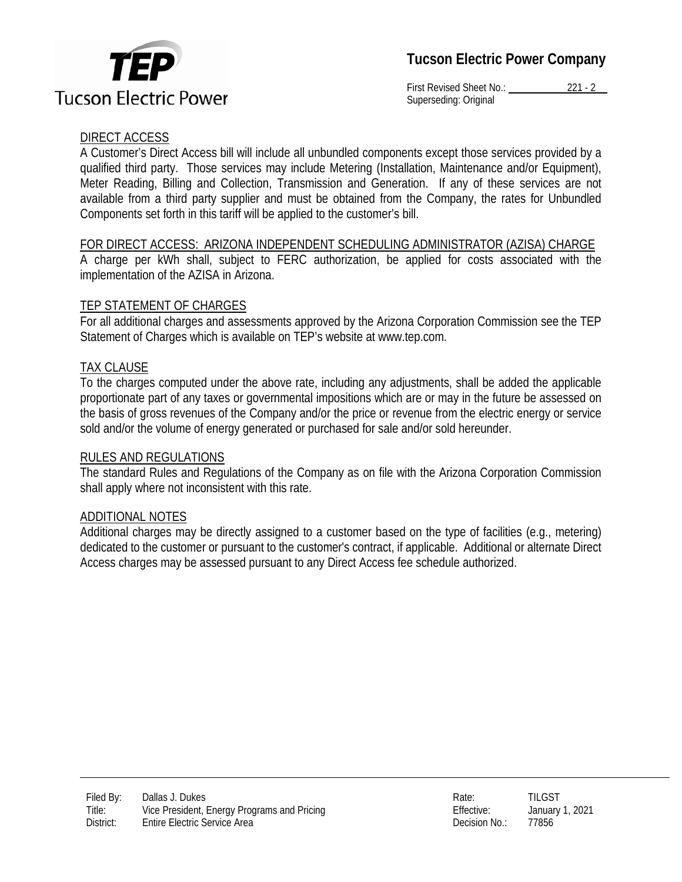## DIRECT ACCESS

A Customer's Direct Access bill will include all unbundled components except those services provided by a qualified third party. Those services may include Metering (Installation, Maintenance and/or Equipment), Meter Reading, Billing and Collection, Transmission and Generation. If any of these services are not available from a third party supplier and must be obtained from the Company, the rates for Unbundled Components set forth in this tariff will be applied to the customer's bill.

## FOR DIRECT ACCESS: ARIZONA INDEPENDENT SCHEDULING ADMINISTRATOR (AZISA) CHARGE

A charge per kWh shall, subject to FERC authorization, be applied for costs associated with the implementation of the AZISA in Arizona.

## TEP STATEMENT OF CHARGES

For all additional charges and assessments approved by the Arizona Corporation Commission see the TEP Statement of Charges which is available on TEP's website at www.tep.com.

## TAX CLAUSE

To the charges computed under the above rate, including any adjustments, shall be added the applicable proportionate part of any taxes or governmental impositions which are or may in the future be assessed on the basis of gross revenues of the Company and/or the price or revenue from the electric energy or service sold and/or the volume of energy generated or purchased for sale and/or sold hereunder.

## RULES AND REGULATIONS

The standard Rules and Regulations of the Company as on file with the Arizona Corporation Commission shall apply where not inconsistent with this rate.

## ADDITIONAL NOTES

Additional charges may be directly assigned to a customer based on the type of facilities (e.g., metering) dedicated to the customer or pursuant to the customer's contract, if applicable. Additional or alternate Direct Access charges may be assessed pursuant to any Direct Access fee schedule authorized.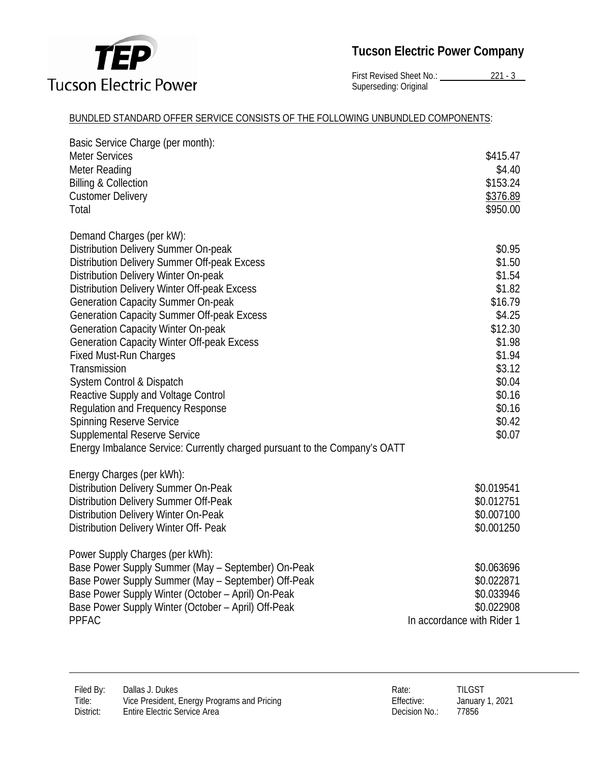Tucson Electric Power Company

First Revised Sheet No.: 221 - 3
Superseding: Original

BUNDLED STANDARD OFFER SERVICE CONSISTS OF THE FOLLOWING UNBUNDLED COMPONENTS:

| | |
|---|---|
| Basic Service Charge (per month): | |
| Meter Services | $415.47 |
| Meter Reading | $4.40 |
| Billing & Collection | $153.24 |
| Customer Delivery | $376.89 |
| Total | $950.00 |
| | |
| Demand Charges (per kW): | |
| Distribution Delivery Summer On-peak | $0.95 |
| Distribution Delivery Summer Off-peak Excess | $1.50 |
| Distribution Delivery Winter On-peak | $1.54 |
| Distribution Delivery Winter Off-peak Excess | $1.82 |
| Generation Capacity Summer On-peak | $16.79 |
| Generation Capacity Summer Off-peak Excess | $4.25 |
| Generation Capacity Winter On-peak | $12.30 |
| Generation Capacity Winter Off-peak Excess | $1.98 |
| Fixed Must-Run Charges | $1.94 |
| Transmission | $3.12 |
| System Control & Dispatch | $0.04 |
| Reactive Supply and Voltage Control | $0.16 |
| Regulation and Frequency Response | $0.16 |
| Spinning Reserve Service | $0.42 |
| Supplemental Reserve Service | $0.07 |
| Energy Imbalance Service: Currently charged pursuant to the Company's OATT | |
| | |
| Energy Charges (per kWh): | |
| Distribution Delivery Summer On-Peak | $0.019541 |
| Distribution Delivery Summer Off-Peak | $0.012751 |
| Distribution Delivery Winter On-Peak | $0.007100 |
| Distribution Delivery Winter Off- Peak | $0.001250 |
| | |
| Power Supply Charges (per kWh): | |
| Base Power Supply Summer (May – September) On-Peak | $0.063696 |
| Base Power Supply Summer (May – September) Off-Peak | $0.022871 |
| Base Power Supply Winter (October – April) On-Peak | $0.033946 |
| Base Power Supply Winter (October – April) Off-Peak | $0.022908 |
| PPFAC | In accordance with Rider 1 |

Filed By: Dallas J. Dukes
Title: Vice President, Energy Programs and Pricing
District: Entire Electric Service Area

Rate: TILGST
Effective: January 1, 2021
Decision No.: 77856